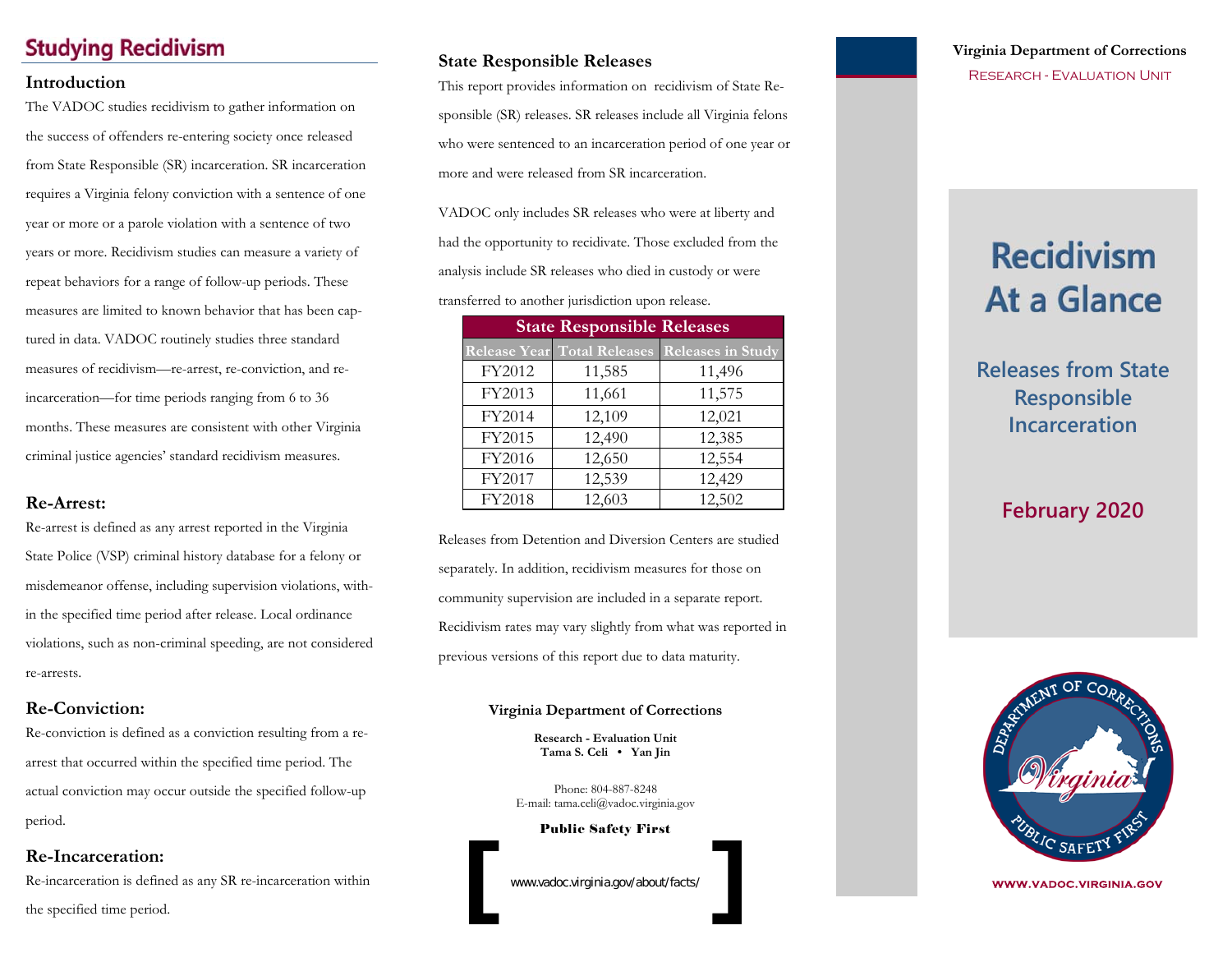# Studying Recidivism

## Introduction

The VADOC studies recidivism to gather information on the success of offenders re-entering society once released from State Responsible (SR) incarceration. SR incarceration requires a Virginia felony conviction with a sentence of one year or more or a parole violation with a sentence of two years or more. Recidivism studies can measure a variety of repeat behaviors for a range of follow-up periods. These measures are limited to known behavior that has been captured in data. VADOC routinely studies three standard measures of recidivism—re-arrest, re-conviction, and re-incarceration—for time periods ranging from 6 to 36 months. These measures are consistent with other Virginia criminal justice agencies' standard recidivism measures.

## Re-Arrest:

Re-arrest is defined as any arrest reported in the Virginia State Police (VSP) criminal history database for a felony or misdemeanor offense, including supervision violations, within the specified time period after release. Local ordinance violations, such as non-criminal speeding, are not considered re-arrests.

## Re-Conviction:

Re-conviction is defined as a conviction resulting from a re-arrest that occurred within the specified time period. The actual conviction may occur outside the specified follow-up period.

## Re-Incarceration:

Re-incarceration is defined as any SR re-incarceration within the specified time period.

## State Responsible Releases

This report provides information on recidivism of State Responsible (SR) releases. SR releases include all Virginia felons who were sentenced to an incarceration period of one year or more and were released from SR incarceration.

VADOC only includes SR releases who were at liberty and had the opportunity to recidivate. Those excluded from the analysis include SR releases who died in custody or were transferred to another jurisdiction upon release.

| State Responsible Releases | | |
|---|---|---|
| Release Year | Total Releases | Releases in Study |
| FY2012 | 11,585 | 11,496 |
| FY2013 | 11,661 | 11,575 |
| FY2014 | 12,109 | 12,021 |
| FY2015 | 12,490 | 12,385 |
| FY2016 | 12,650 | 12,554 |
| FY2017 | 12,539 | 12,429 |
| FY2018 | 12,603 | 12,502 |

Releases from Detention and Diversion Centers are studied separately. In addition, recidivism measures for those on community supervision are included in a separate report. Recidivism rates may vary slightly from what was reported in previous versions of this report due to data maturity.

**Virginia Department of Corrections**

**Research - Evaluation Unit**
**Tama S. Celi • Yan Jin**

Phone: 804-887-8248
E-mail: tama.celi@vadoc.virginia.gov

**Public Safety First**

[ www.vadoc.virginia.gov/about/facts/ ]

**Virginia Department of Corrections**

RESEARCH - EVALUATION UNIT

# Recidivism At a Glance

## Releases from State Responsible Incarceration

## February 2020

DEPARTMENT OF CORRECTIONS · Virginia · PUBLIC SAFETY FIRST

WWW.VADOC.VIRGINIA.GOV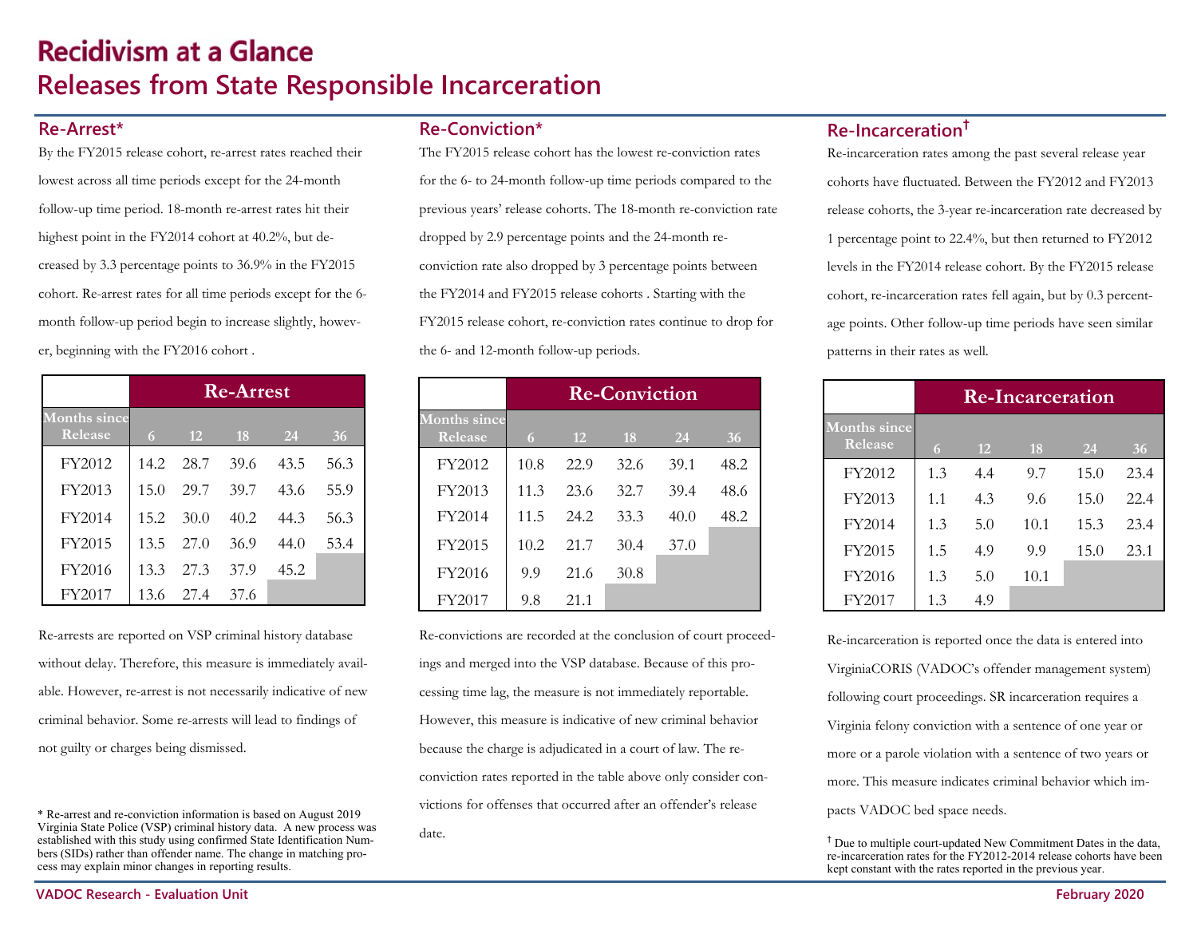# Recidivism at a Glance

## Releases from State Responsible Incarceration

### Re-Arrest*

By the FY2015 release cohort, re-arrest rates reached their lowest across all time periods except for the 24-month follow-up time period. 18-month re-arrest rates hit their highest point in the FY2014 cohort at 40.2%, but decreased by 3.3 percentage points to 36.9% in the FY2015 cohort. Re-arrest rates for all time periods except for the 6-month follow-up period begin to increase slightly, however, beginning with the FY2016 cohort .

| | Re-Arrest | | | | |
|---|---|---|---|---|---|
| Months since Release | 6 | 12 | 18 | 24 | 36 |
| FY2012 | 14.2 | 28.7 | 39.6 | 43.5 | 56.3 |
| FY2013 | 15.0 | 29.7 | 39.7 | 43.6 | 55.9 |
| FY2014 | 15.2 | 30.0 | 40.2 | 44.3 | 56.3 |
| FY2015 | 13.5 | 27.0 | 36.9 | 44.0 | 53.4 |
| FY2016 | 13.3 | 27.3 | 37.9 | 45.2 | |
| FY2017 | 13.6 | 27.4 | 37.6 | | |

Re-arrests are reported on VSP criminal history database without delay. Therefore, this measure is immediately available. However, re-arrest is not necessarily indicative of new criminal behavior. Some re-arrests will lead to findings of not guilty or charges being dismissed.

\* Re-arrest and re-conviction information is based on August 2019 Virginia State Police (VSP) criminal history data. A new process was established with this study using confirmed State Identification Numbers (SIDs) rather than offender name. The change in matching process may explain minor changes in reporting results.

### Re-Conviction*

The FY2015 release cohort has the lowest re-conviction rates for the 6- to 24-month follow-up time periods compared to the previous years' release cohorts. The 18-month re-conviction rate dropped by 2.9 percentage points and the 24-month re-conviction rate also dropped by 3 percentage points between the FY2014 and FY2015 release cohorts . Starting with the FY2015 release cohort, re-conviction rates continue to drop for the 6- and 12-month follow-up periods.

| | Re-Conviction | | | | |
|---|---|---|---|---|---|
| Months since Release | 6 | 12 | 18 | 24 | 36 |
| FY2012 | 10.8 | 22.9 | 32.6 | 39.1 | 48.2 |
| FY2013 | 11.3 | 23.6 | 32.7 | 39.4 | 48.6 |
| FY2014 | 11.5 | 24.2 | 33.3 | 40.0 | 48.2 |
| FY2015 | 10.2 | 21.7 | 30.4 | 37.0 | |
| FY2016 | 9.9 | 21.6 | 30.8 | | |
| FY2017 | 9.8 | 21.1 | | | |

Re-convictions are recorded at the conclusion of court proceedings and merged into the VSP database. Because of this processing time lag, the measure is not immediately reportable. However, this measure is indicative of new criminal behavior because the charge is adjudicated in a court of law. The re-conviction rates reported in the table above only consider convictions for offenses that occurred after an offender's release date.

### Re-Incarceration†

Re-incarceration rates among the past several release year cohorts have fluctuated. Between the FY2012 and FY2013 release cohorts, the 3-year re-incarceration rate decreased by 1 percentage point to 22.4%, but then returned to FY2012 levels in the FY2014 release cohort. By the FY2015 release cohort, re-incarceration rates fell again, but by 0.3 percentage points. Other follow-up time periods have seen similar patterns in their rates as well.

| | Re-Incarceration | | | | |
|---|---|---|---|---|---|
| Months since Release | 6 | 12 | 18 | 24 | 36 |
| FY2012 | 1.3 | 4.4 | 9.7 | 15.0 | 23.4 |
| FY2013 | 1.1 | 4.3 | 9.6 | 15.0 | 22.4 |
| FY2014 | 1.3 | 5.0 | 10.1 | 15.3 | 23.4 |
| FY2015 | 1.5 | 4.9 | 9.9 | 15.0 | 23.1 |
| FY2016 | 1.3 | 5.0 | 10.1 | | |
| FY2017 | 1.3 | 4.9 | | | |

Re-incarceration is reported once the data is entered into VirginiaCORIS (VADOC's offender management system) following court proceedings. SR incarceration requires a Virginia felony conviction with a sentence of one year or more or a parole violation with a sentence of two years or more. This measure indicates criminal behavior which impacts VADOC bed space needs.

† Due to multiple court-updated New Commitment Dates in the data, re-incarceration rates for the FY2012-2014 release cohorts have been kept constant with the rates reported in the previous year.

VADOC Research - Evaluation Unit

February 2020